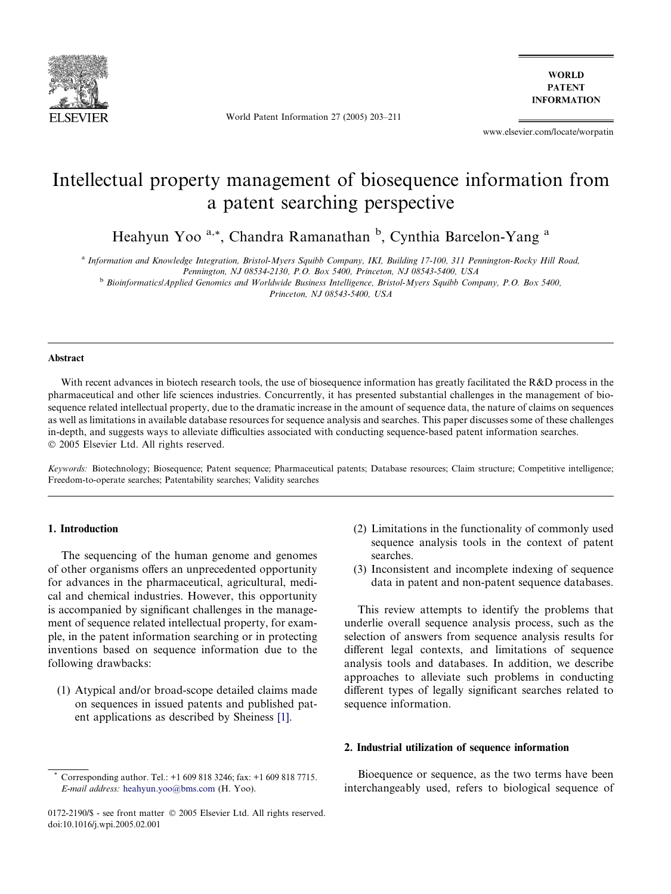# Intellectual property management of biosequence information from a patent searching perspective

Heahyun Yoo [a,*], Chandra Ramanathan [b], Cynthia Barcelon-Yang [a]

[a] *Information and Knowledge Integration, Bristol-Myers Squibb Company, IKI, Building 17-100, 311 Pennington-Rocky Hill Road, Pennington, NJ 08534-2130, P.O. Box 5400, Princeton, NJ 08543-5400, USA*

[b] *Bioinformatics/Applied Genomics and Worldwide Business Intelligence, Bristol-Myers Squibb Company, P.O. Box 5400, Princeton, NJ 08543-5400, USA*

## Abstract

With recent advances in biotech research tools, the use of biosequence information has greatly facilitated the R&D process in the pharmaceutical and other life sciences industries. Concurrently, it has presented substantial challenges in the management of biosequence related intellectual property, due to the dramatic increase in the amount of sequence data, the nature of claims on sequences as well as limitations in available database resources for sequence analysis and searches. This paper discusses some of these challenges in-depth, and suggests ways to alleviate difficulties associated with conducting sequence-based patent information searches.
© 2005 Elsevier Ltd. All rights reserved.

*Keywords:* Biotechnology; Biosequence; Patent sequence; Pharmaceutical patents; Database resources; Claim structure; Competitive intelligence; Freedom-to-operate searches; Patentability searches; Validity searches

## 1. Introduction

The sequencing of the human genome and genomes of other organisms offers an unprecedented opportunity for advances in the pharmaceutical, agricultural, medical and chemical industries. However, this opportunity is accompanied by significant challenges in the management of sequence related intellectual property, for example, in the patent information searching or in protecting inventions based on sequence information due to the following drawbacks:

(1) Atypical and/or broad-scope detailed claims made on sequences in issued patents and published patent applications as described by Sheiness [1].
(2) Limitations in the functionality of commonly used sequence analysis tools in the context of patent searches.
(3) Inconsistent and incomplete indexing of sequence data in patent and non-patent sequence databases.

This review attempts to identify the problems that underlie overall sequence analysis process, such as the selection of answers from sequence analysis results for different legal contexts, and limitations of sequence analysis tools and databases. In addition, we describe approaches to alleviate such problems in conducting different types of legally significant searches related to sequence information.

## 2. Industrial utilization of sequence information

Bioequence or sequence, as the two terms have been interchangeably used, refers to biological sequence of

\* Corresponding author. Tel.: +1 609 818 3246; fax: +1 609 818 7715.
*E-mail address:* heahyun.yoo@bms.com (H. Yoo).

0172-2190/$ - see front matter © 2005 Elsevier Ltd. All rights reserved.
doi:10.1016/j.wpi.2005.02.001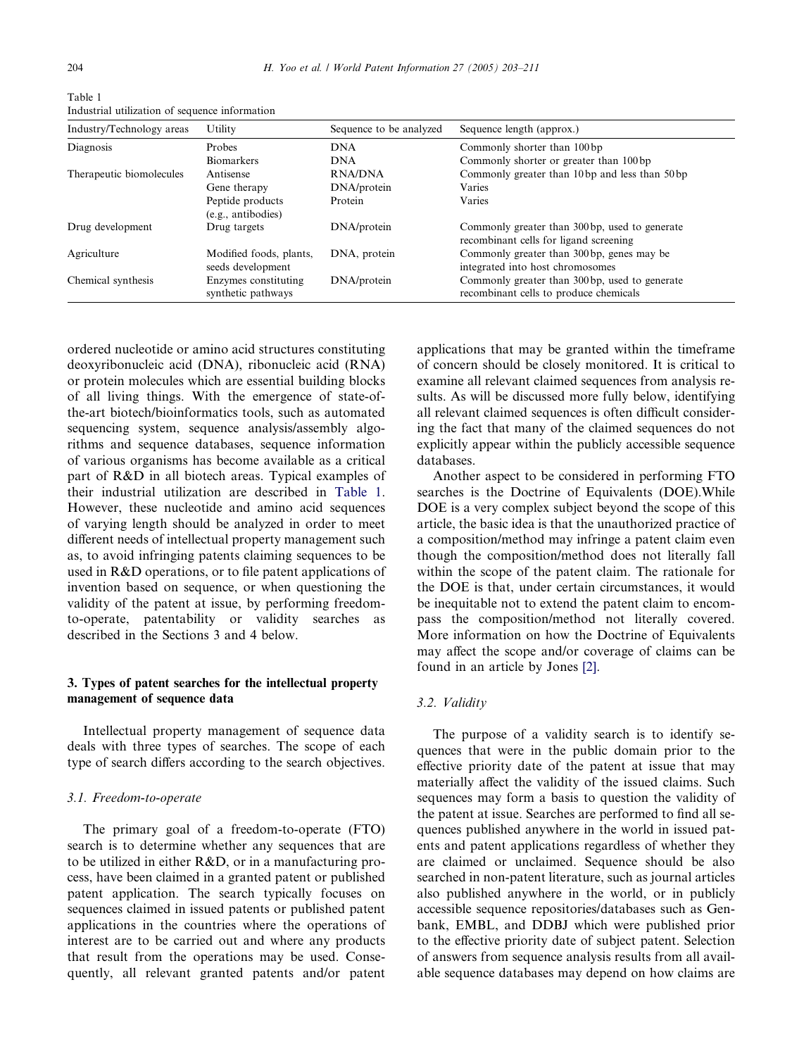Table 1
Industrial utilization of sequence information

| Industry/Technology areas | Utility | Sequence to be analyzed | Sequence length (approx.) |
|---|---|---|---|
| Diagnosis | Probes | DNA | Commonly shorter than 100 bp |
| | Biomarkers | DNA | Commonly shorter or greater than 100 bp |
| Therapeutic biomolecules | Antisense | RNA/DNA | Commonly greater than 10 bp and less than 50 bp |
| | Gene therapy | DNA/protein | Varies |
| | Peptide products (e.g., antibodies) | Protein | Varies |
| Drug development | Drug targets | DNA/protein | Commonly greater than 300 bp, used to generate recombinant cells for ligand screening |
| Agriculture | Modified foods, plants, seeds development | DNA, protein | Commonly greater than 300 bp, genes may be integrated into host chromosomes |
| Chemical synthesis | Enzymes constituting synthetic pathways | DNA/protein | Commonly greater than 300 bp, used to generate recombinant cells to produce chemicals |

ordered nucleotide or amino acid structures constituting deoxyribonucleic acid (DNA), ribonucleic acid (RNA) or protein molecules which are essential building blocks of all living things. With the emergence of state-of-the-art biotech/bioinformatics tools, such as automated sequencing system, sequence analysis/assembly algorithms and sequence databases, sequence information of various organisms has become available as a critical part of R&D in all biotech areas. Typical examples of their industrial utilization are described in Table 1. However, these nucleotide and amino acid sequences of varying length should be analyzed in order to meet different needs of intellectual property management such as, to avoid infringing patents claiming sequences to be used in R&D operations, or to file patent applications of invention based on sequence, or when questioning the validity of the patent at issue, by performing freedom-to-operate, patentability or validity searches as described in the Sections 3 and 4 below.

## 3. Types of patent searches for the intellectual property management of sequence data

Intellectual property management of sequence data deals with three types of searches. The scope of each type of search differs according to the search objectives.

### 3.1. Freedom-to-operate

The primary goal of a freedom-to-operate (FTO) search is to determine whether any sequences that are to be utilized in either R&D, or in a manufacturing process, have been claimed in a granted patent or published patent application. The search typically focuses on sequences claimed in issued patents or published patent applications in the countries where the operations of interest are to be carried out and where any products that result from the operations may be used. Consequently, all relevant granted patents and/or patent applications that may be granted within the timeframe of concern should be closely monitored. It is critical to examine all relevant claimed sequences from analysis results. As will be discussed more fully below, identifying all relevant claimed sequences is often difficult considering the fact that many of the claimed sequences do not explicitly appear within the publicly accessible sequence databases.

Another aspect to be considered in performing FTO searches is the Doctrine of Equivalents (DOE).While DOE is a very complex subject beyond the scope of this article, the basic idea is that the unauthorized practice of a composition/method may infringe a patent claim even though the composition/method does not literally fall within the scope of the patent claim. The rationale for the DOE is that, under certain circumstances, it would be inequitable not to extend the patent claim to encompass the composition/method not literally covered. More information on how the Doctrine of Equivalents may affect the scope and/or coverage of claims can be found in an article by Jones [2].

### 3.2. Validity

The purpose of a validity search is to identify sequences that were in the public domain prior to the effective priority date of the patent at issue that may materially affect the validity of the issued claims. Such sequences may form a basis to question the validity of the patent at issue. Searches are performed to find all sequences published anywhere in the world in issued patents and patent applications regardless of whether they are claimed or unclaimed. Sequence should be also searched in non-patent literature, such as journal articles also published anywhere in the world, or in publicly accessible sequence repositories/databases such as Genbank, EMBL, and DDBJ which were published prior to the effective priority date of subject patent. Selection of answers from sequence analysis results from all available sequence databases may depend on how claims are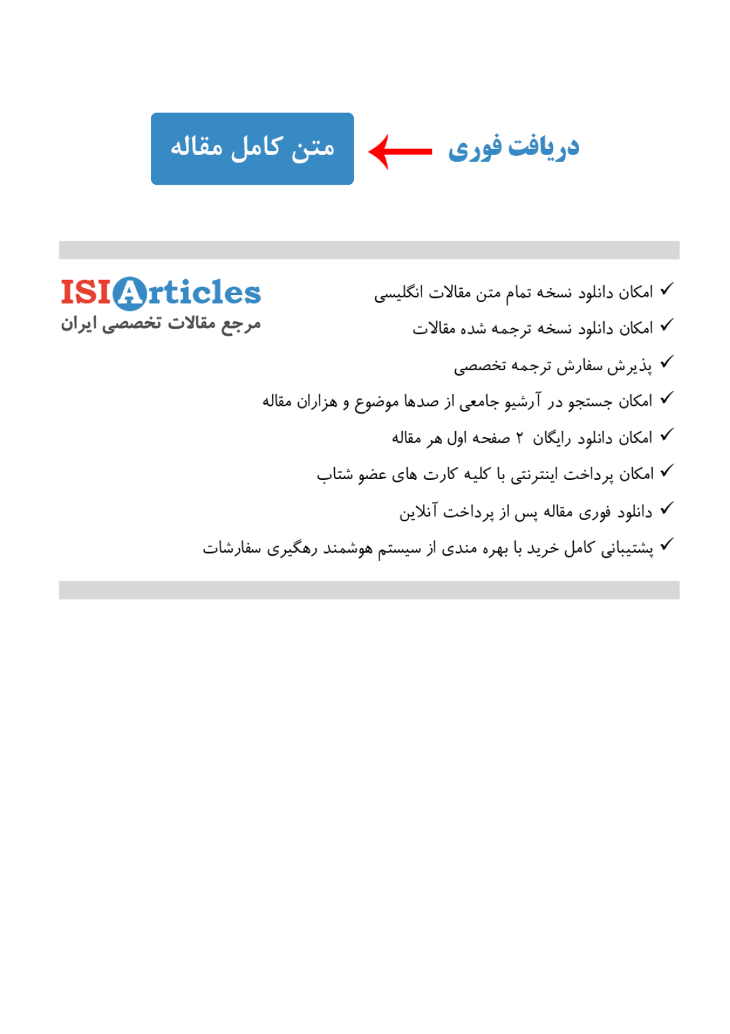دریافت فوری ← متن کامل مقاله

**ISIArticles**

مرجع مقالات تخصصی ایران

- ✓ امکان دانلود نسخه تمام متن مقالات انگلیسی
- ✓ امکان دانلود نسخه ترجمه شده مقالات
- ✓ پذیرش سفارش ترجمه تخصصی
- ✓ امکان جستجو در آرشیو جامعی از صدها موضوع و هزاران مقاله
- ✓ امکان دانلود رایگان ۲ صفحه اول هر مقاله
- ✓ امکان پرداخت اینترنتی با کلیه کارت های عضو شتاب
- ✓ دانلود فوری مقاله پس از پرداخت آنلاین
- ✓ پشتیبانی کامل خرید با بهره مندی از سیستم هوشمند رهگیری سفارشات